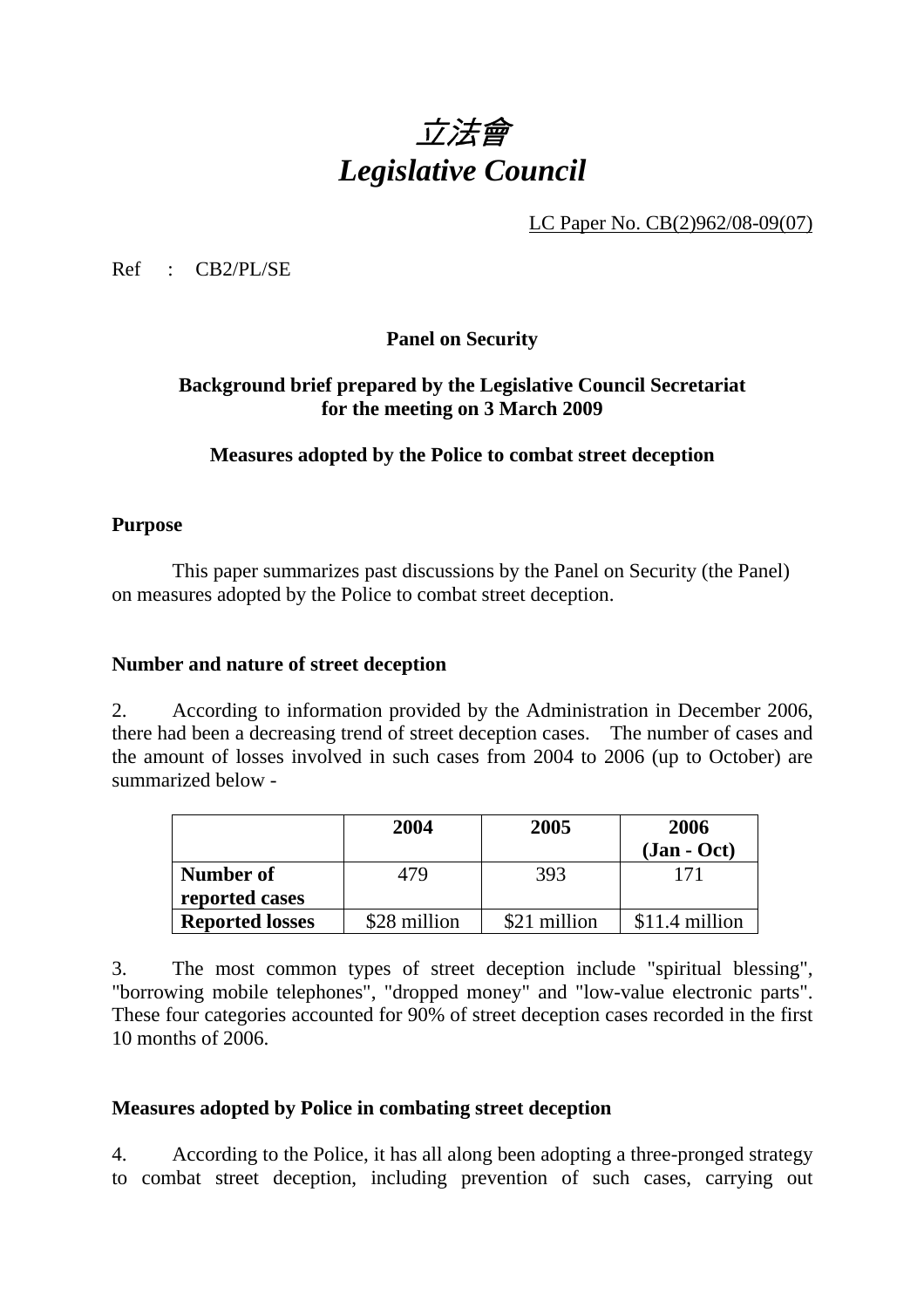# *立法會*
# *Legislative Council*

LC Paper No. CB(2)962/08-09(07)

Ref : CB2/PL/SE

**Panel on Security**

**Background brief prepared by the Legislative Council Secretariat for the meeting on 3 March 2009**

**Measures adopted by the Police to combat street deception**

**Purpose**

This paper summarizes past discussions by the Panel on Security (the Panel) on measures adopted by the Police to combat street deception.

**Number and nature of street deception**

2. According to information provided by the Administration in December 2006, there had been a decreasing trend of street deception cases. The number of cases and the amount of losses involved in such cases from 2004 to 2006 (up to October) are summarized below -

| | **2004** | **2005** | **2006 (Jan - Oct)** |
|---|---|---|---|
| **Number of reported cases** | 479 | 393 | 171 |
| **Reported losses** | $28 million | $21 million | $11.4 million |

3. The most common types of street deception include "spiritual blessing", "borrowing mobile telephones", "dropped money" and "low-value electronic parts". These four categories accounted for 90% of street deception cases recorded in the first 10 months of 2006.

**Measures adopted by Police in combating street deception**

4. According to the Police, it has all along been adopting a three-pronged strategy to combat street deception, including prevention of such cases, carrying out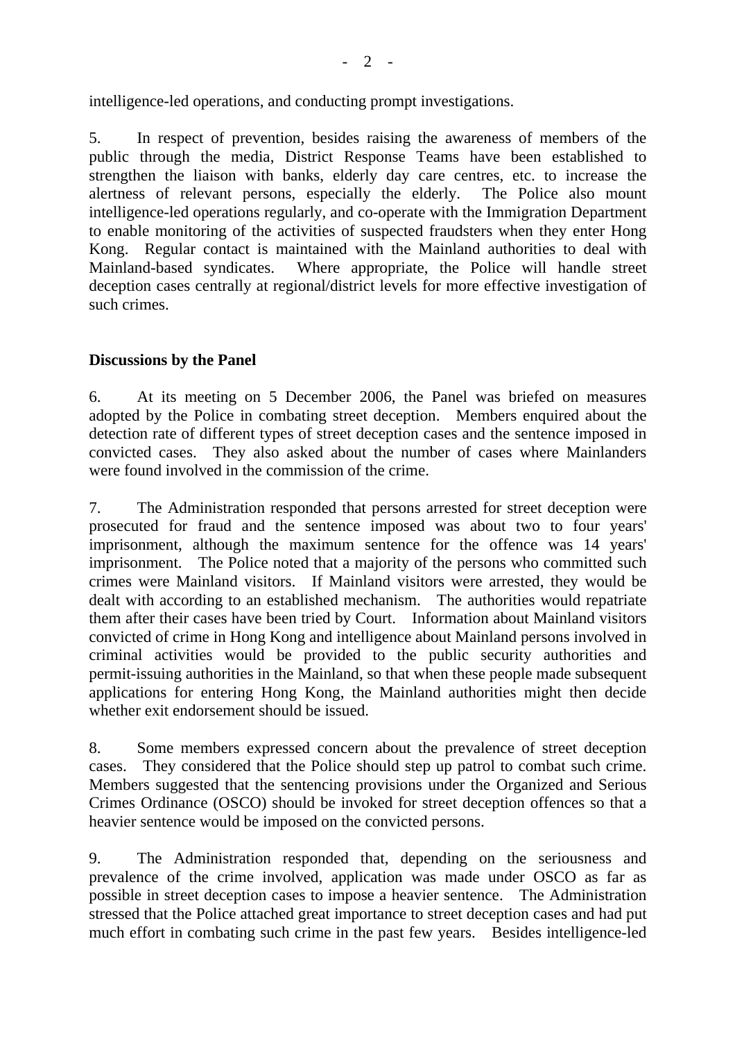intelligence-led operations, and conducting prompt investigations.

5. In respect of prevention, besides raising the awareness of members of the public through the media, District Response Teams have been established to strengthen the liaison with banks, elderly day care centres, etc. to increase the alertness of relevant persons, especially the elderly. The Police also mount intelligence-led operations regularly, and co-operate with the Immigration Department to enable monitoring of the activities of suspected fraudsters when they enter Hong Kong. Regular contact is maintained with the Mainland authorities to deal with Mainland-based syndicates. Where appropriate, the Police will handle street deception cases centrally at regional/district levels for more effective investigation of such crimes.

## Discussions by the Panel

6. At its meeting on 5 December 2006, the Panel was briefed on measures adopted by the Police in combating street deception. Members enquired about the detection rate of different types of street deception cases and the sentence imposed in convicted cases. They also asked about the number of cases where Mainlanders were found involved in the commission of the crime.

7. The Administration responded that persons arrested for street deception were prosecuted for fraud and the sentence imposed was about two to four years' imprisonment, although the maximum sentence for the offence was 14 years' imprisonment. The Police noted that a majority of the persons who committed such crimes were Mainland visitors. If Mainland visitors were arrested, they would be dealt with according to an established mechanism. The authorities would repatriate them after their cases have been tried by Court. Information about Mainland visitors convicted of crime in Hong Kong and intelligence about Mainland persons involved in criminal activities would be provided to the public security authorities and permit-issuing authorities in the Mainland, so that when these people made subsequent applications for entering Hong Kong, the Mainland authorities might then decide whether exit endorsement should be issued.

8. Some members expressed concern about the prevalence of street deception cases. They considered that the Police should step up patrol to combat such crime. Members suggested that the sentencing provisions under the Organized and Serious Crimes Ordinance (OSCO) should be invoked for street deception offences so that a heavier sentence would be imposed on the convicted persons.

9. The Administration responded that, depending on the seriousness and prevalence of the crime involved, application was made under OSCO as far as possible in street deception cases to impose a heavier sentence. The Administration stressed that the Police attached great importance to street deception cases and had put much effort in combating such crime in the past few years. Besides intelligence-led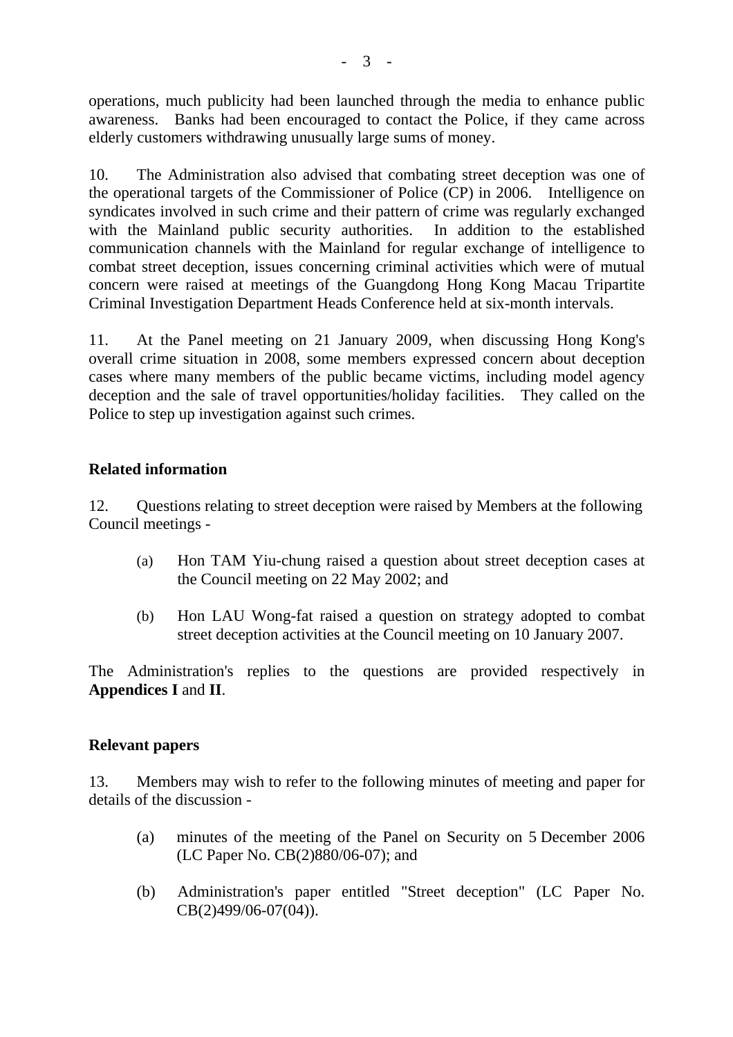operations, much publicity had been launched through the media to enhance public awareness. Banks had been encouraged to contact the Police, if they came across elderly customers withdrawing unusually large sums of money.

10. The Administration also advised that combating street deception was one of the operational targets of the Commissioner of Police (CP) in 2006. Intelligence on syndicates involved in such crime and their pattern of crime was regularly exchanged with the Mainland public security authorities. In addition to the established communication channels with the Mainland for regular exchange of intelligence to combat street deception, issues concerning criminal activities which were of mutual concern were raised at meetings of the Guangdong Hong Kong Macau Tripartite Criminal Investigation Department Heads Conference held at six-month intervals.

11. At the Panel meeting on 21 January 2009, when discussing Hong Kong's overall crime situation in 2008, some members expressed concern about deception cases where many members of the public became victims, including model agency deception and the sale of travel opportunities/holiday facilities. They called on the Police to step up investigation against such crimes.

## Related information

12. Questions relating to street deception were raised by Members at the following Council meetings -

(a) Hon TAM Yiu-chung raised a question about street deception cases at the Council meeting on 22 May 2002; and

(b) Hon LAU Wong-fat raised a question on strategy adopted to combat street deception activities at the Council meeting on 10 January 2007.

The Administration's replies to the questions are provided respectively in **Appendices I** and **II**.

## Relevant papers

13. Members may wish to refer to the following minutes of meeting and paper for details of the discussion -

(a) minutes of the meeting of the Panel on Security on 5 December 2006 (LC Paper No. CB(2)880/06-07); and

(b) Administration's paper entitled "Street deception" (LC Paper No. CB(2)499/06-07(04)).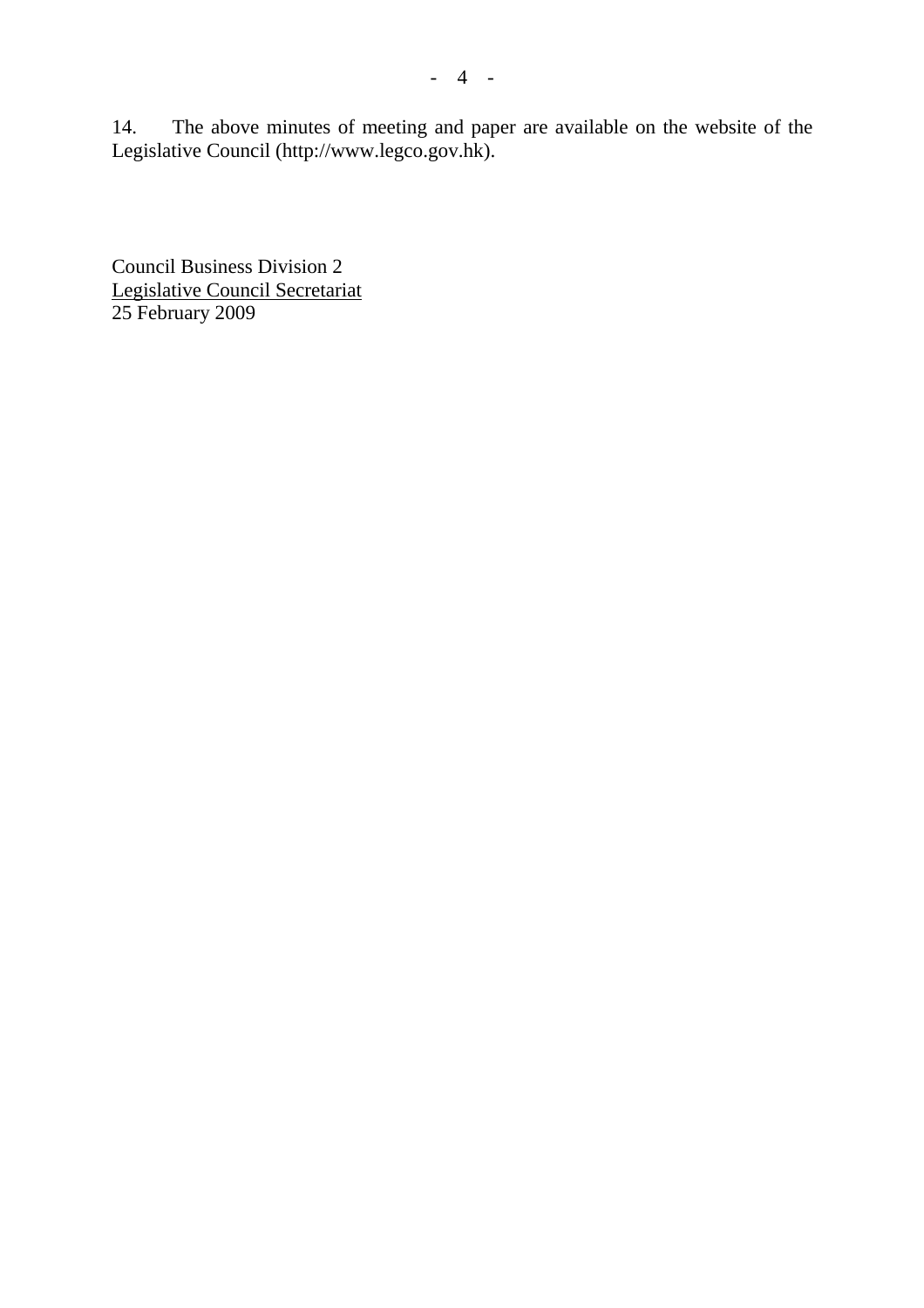14. The above minutes of meeting and paper are available on the website of the Legislative Council (http://www.legco.gov.hk).

Council Business Division 2  
Legislative Council Secretariat  
25 February 2009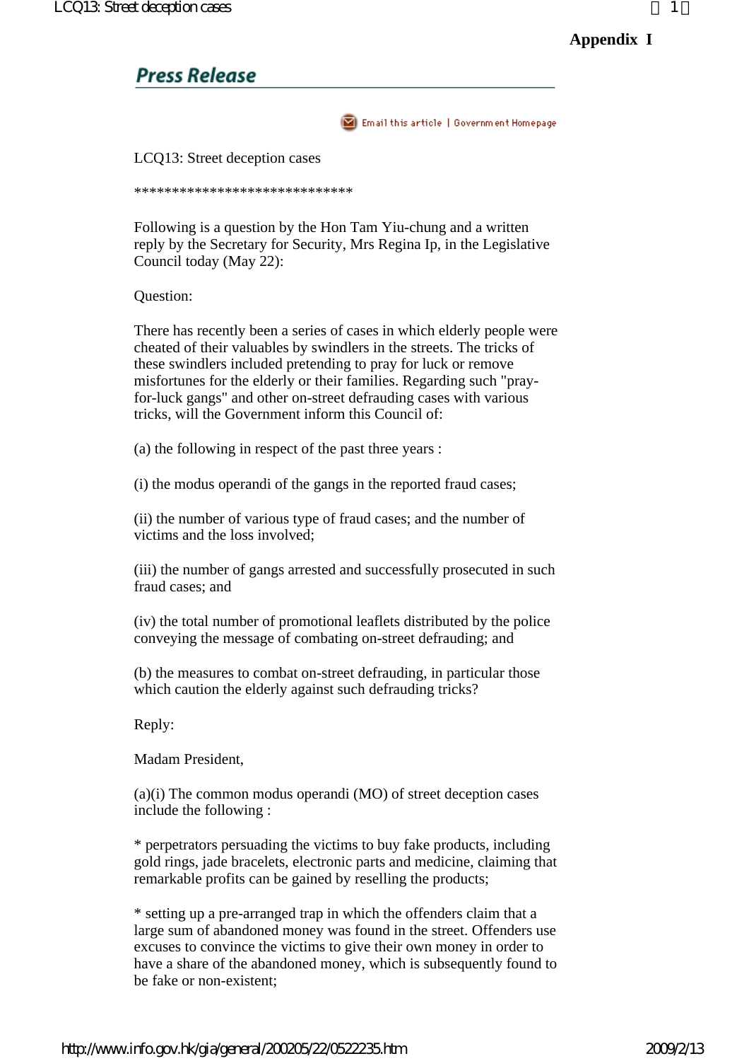**Appendix I**

## Press Release

Email this article | Government Homepage

LCQ13: Street deception cases

*****************************

Following is a question by the Hon Tam Yiu-chung and a written reply by the Secretary for Security, Mrs Regina Ip, in the Legislative Council today (May 22):

Question:

There has recently been a series of cases in which elderly people were cheated of their valuables by swindlers in the streets. The tricks of these swindlers included pretending to pray for luck or remove misfortunes for the elderly or their families. Regarding such "pray-for-luck gangs" and other on-street defrauding cases with various tricks, will the Government inform this Council of:

(a) the following in respect of the past three years :

(i) the modus operandi of the gangs in the reported fraud cases;

(ii) the number of various type of fraud cases; and the number of victims and the loss involved;

(iii) the number of gangs arrested and successfully prosecuted in such fraud cases; and

(iv) the total number of promotional leaflets distributed by the police conveying the message of combating on-street defrauding; and

(b) the measures to combat on-street defrauding, in particular those which caution the elderly against such defrauding tricks?

Reply:

Madam President,

(a)(i) The common modus operandi (MO) of street deception cases include the following :

* perpetrators persuading the victims to buy fake products, including gold rings, jade bracelets, electronic parts and medicine, claiming that remarkable profits can be gained by reselling the products;

* setting up a pre-arranged trap in which the offenders claim that a large sum of abandoned money was found in the street. Offenders use excuses to convince the victims to give their own money in order to have a share of the abandoned money, which is subsequently found to be fake or non-existent;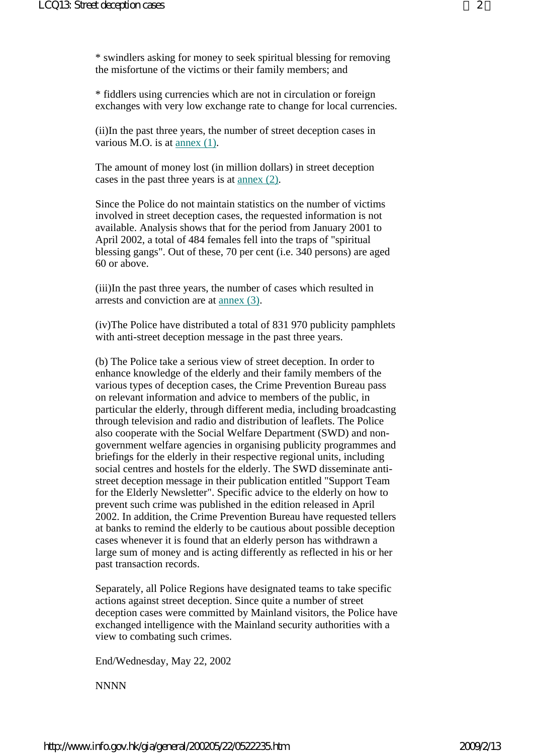* swindlers asking for money to seek spiritual blessing for removing the misfortune of the victims or their family members; and

* fiddlers using currencies which are not in circulation or foreign exchanges with very low exchange rate to change for local currencies.

(ii)In the past three years, the number of street deception cases in various M.O. is at annex (1).

The amount of money lost (in million dollars) in street deception cases in the past three years is at annex (2).

Since the Police do not maintain statistics on the number of victims involved in street deception cases, the requested information is not available. Analysis shows that for the period from January 2001 to April 2002, a total of 484 females fell into the traps of "spiritual blessing gangs". Out of these, 70 per cent (i.e. 340 persons) are aged 60 or above.

(iii)In the past three years, the number of cases which resulted in arrests and conviction are at annex (3).

(iv)The Police have distributed a total of 831 970 publicity pamphlets with anti-street deception message in the past three years.

(b) The Police take a serious view of street deception. In order to enhance knowledge of the elderly and their family members of the various types of deception cases, the Crime Prevention Bureau pass on relevant information and advice to members of the public, in particular the elderly, through different media, including broadcasting through television and radio and distribution of leaflets. The Police also cooperate with the Social Welfare Department (SWD) and non-government welfare agencies in organising publicity programmes and briefings for the elderly in their respective regional units, including social centres and hostels for the elderly. The SWD disseminate anti-street deception message in their publication entitled "Support Team for the Elderly Newsletter". Specific advice to the elderly on how to prevent such crime was published in the edition released in April 2002. In addition, the Crime Prevention Bureau have requested tellers at banks to remind the elderly to be cautious about possible deception cases whenever it is found that an elderly person has withdrawn a large sum of money and is acting differently as reflected in his or her past transaction records.

Separately, all Police Regions have designated teams to take specific actions against street deception. Since quite a number of street deception cases were committed by Mainland visitors, the Police have exchanged intelligence with the Mainland security authorities with a view to combating such crimes.

End/Wednesday, May 22, 2002

NNNN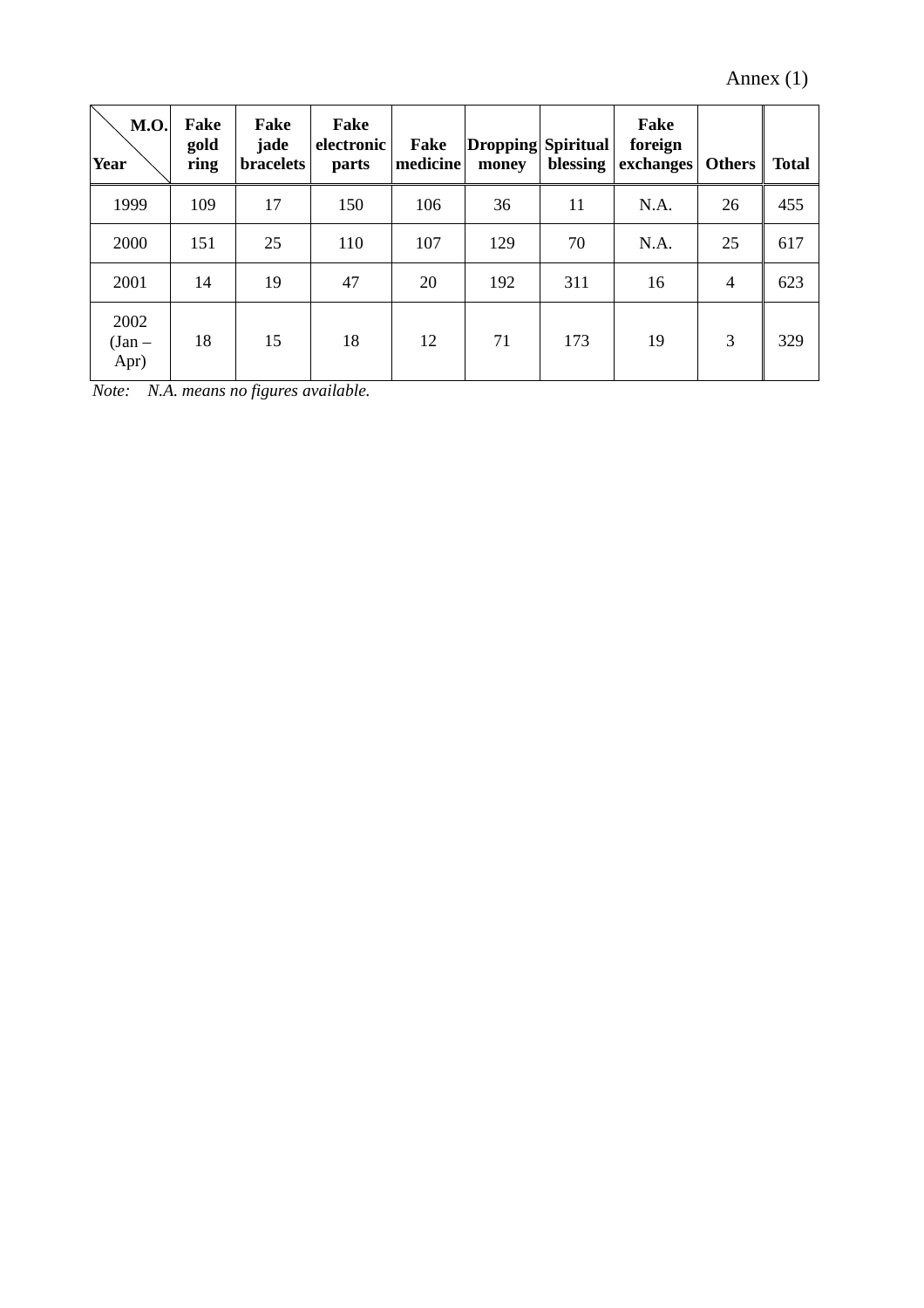Annex (1)

| M.O. / Year | Fake gold ring | Fake jade bracelets | Fake electronic parts | Fake medicine | Dropping money | Spiritual blessing | Fake foreign exchanges | Others | Total |
|---|---|---|---|---|---|---|---|---|---|
| 1999 | 109 | 17 | 150 | 106 | 36 | 11 | N.A. | 26 | 455 |
| 2000 | 151 | 25 | 110 | 107 | 129 | 70 | N.A. | 25 | 617 |
| 2001 | 14 | 19 | 47 | 20 | 192 | 311 | 16 | 4 | 623 |
| 2002 (Jan – Apr) | 18 | 15 | 18 | 12 | 71 | 173 | 19 | 3 | 329 |

*Note: N.A. means no figures available.*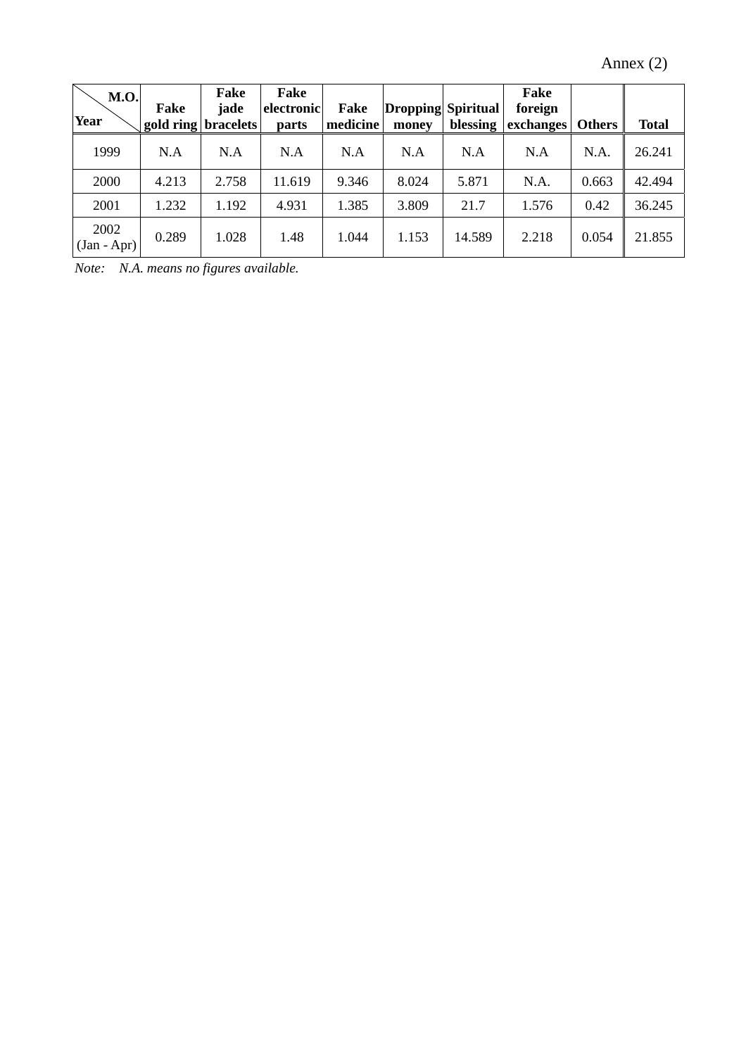Annex (2)

| M.O. / Year | Fake gold ring | Fake jade bracelets | Fake electronic parts | Fake medicine | Dropping money | Spiritual blessing | Fake foreign exchanges | Others | Total |
|---|---|---|---|---|---|---|---|---|---|
| 1999 | N.A | N.A | N.A | N.A | N.A | N.A | N.A | N.A. | 26.241 |
| 2000 | 4.213 | 2.758 | 11.619 | 9.346 | 8.024 | 5.871 | N.A. | 0.663 | 42.494 |
| 2001 | 1.232 | 1.192 | 4.931 | 1.385 | 3.809 | 21.7 | 1.576 | 0.42 | 36.245 |
| 2002 (Jan - Apr) | 0.289 | 1.028 | 1.48 | 1.044 | 1.153 | 14.589 | 2.218 | 0.054 | 21.855 |

*Note: N.A. means no figures available.*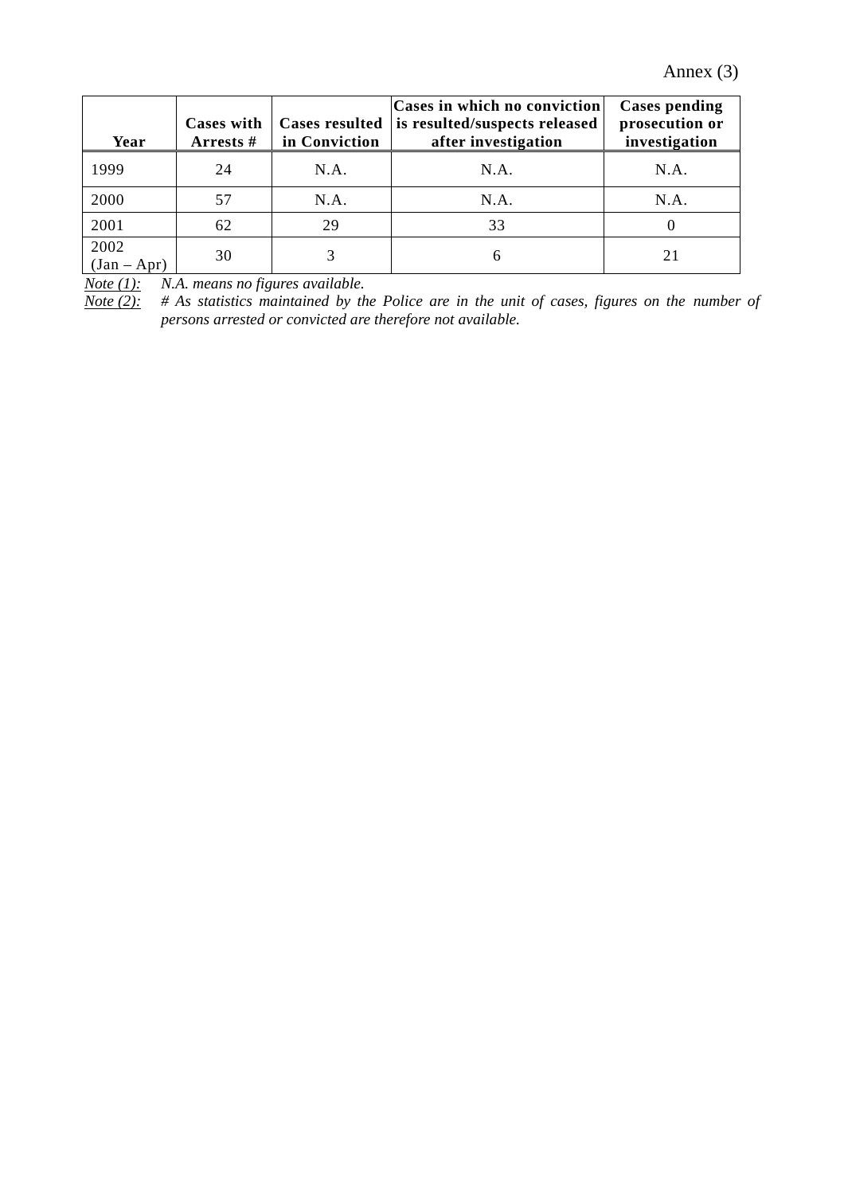Annex (3)

| Year | Cases with Arrests # | Cases resulted in Conviction | Cases in which no conviction is resulted/suspects released after investigation | Cases pending prosecution or investigation |
|---|---|---|---|---|
| 1999 | 24 | N.A. | N.A. | N.A. |
| 2000 | 57 | N.A. | N.A. | N.A. |
| 2001 | 62 | 29 | 33 | 0 |
| 2002 (Jan – Apr) | 30 | 3 | 6 | 21 |

*Note (1):* *N.A. means no figures available.*

*Note (2):* *# As statistics maintained by the Police are in the unit of cases, figures on the number of persons arrested or convicted are therefore not available.*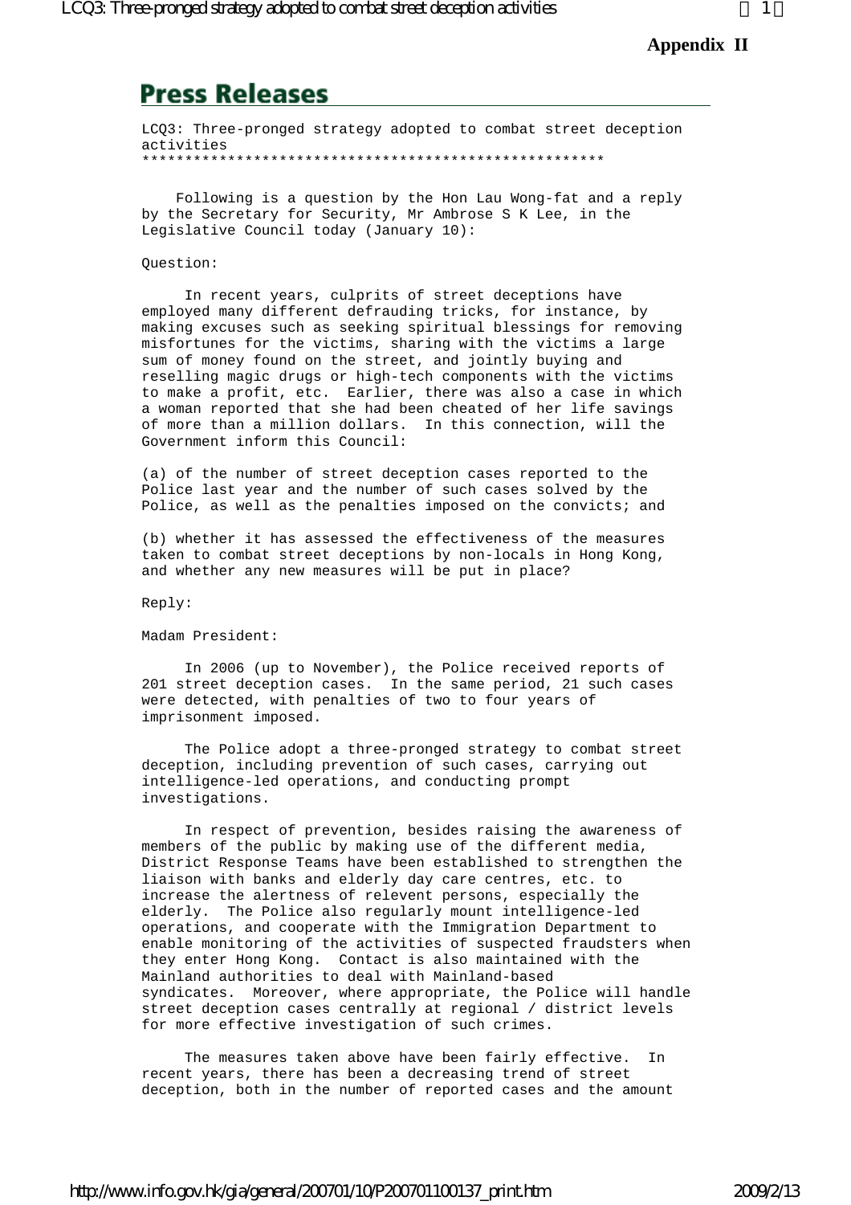**Appendix II**

# Press Releases

LCQ3: Three-pronged strategy adopted to combat street deception activities
******************************************************

Following is a question by the Hon Lau Wong-fat and a reply by the Secretary for Security, Mr Ambrose S K Lee, in the Legislative Council today (January 10):

Question:

In recent years, culprits of street deceptions have employed many different defrauding tricks, for instance, by making excuses such as seeking spiritual blessings for removing misfortunes for the victims, sharing with the victims a large sum of money found on the street, and jointly buying and reselling magic drugs or high-tech components with the victims to make a profit, etc. Earlier, there was also a case in which a woman reported that she had been cheated of her life savings of more than a million dollars. In this connection, will the Government inform this Council:

(a) of the number of street deception cases reported to the Police last year and the number of such cases solved by the Police, as well as the penalties imposed on the convicts; and

(b) whether it has assessed the effectiveness of the measures taken to combat street deceptions by non-locals in Hong Kong, and whether any new measures will be put in place?

Reply:

Madam President:

In 2006 (up to November), the Police received reports of 201 street deception cases. In the same period, 21 such cases were detected, with penalties of two to four years of imprisonment imposed.

The Police adopt a three-pronged strategy to combat street deception, including prevention of such cases, carrying out intelligence-led operations, and conducting prompt investigations.

In respect of prevention, besides raising the awareness of members of the public by making use of the different media, District Response Teams have been established to strengthen the liaison with banks and elderly day care centres, etc. to increase the alertness of relevent persons, especially the elderly. The Police also regularly mount intelligence-led operations, and cooperate with the Immigration Department to enable monitoring of the activities of suspected fraudsters when they enter Hong Kong. Contact is also maintained with the Mainland authorities to deal with Mainland-based syndicates. Moreover, where appropriate, the Police will handle street deception cases centrally at regional / district levels for more effective investigation of such crimes.

The measures taken above have been fairly effective. In recent years, there has been a decreasing trend of street deception, both in the number of reported cases and the amount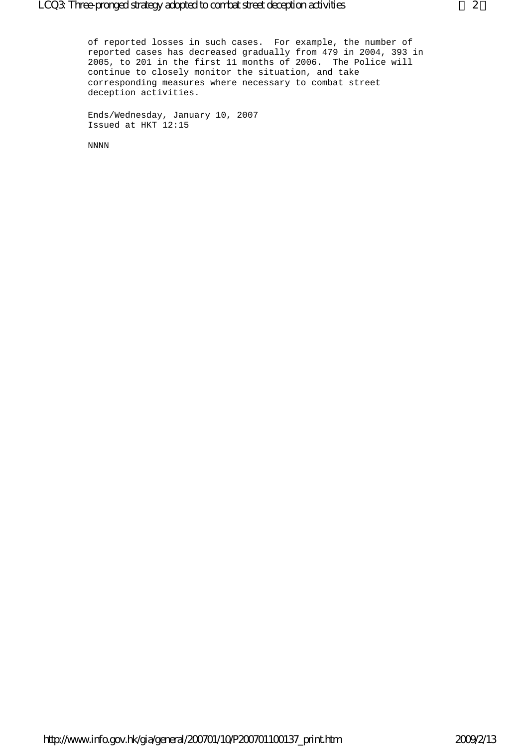of reported losses in such cases. For example, the number of reported cases has decreased gradually from 479 in 2004, 393 in 2005, to 201 in the first 11 months of 2006. The Police will continue to closely monitor the situation, and take corresponding measures where necessary to combat street deception activities.

Ends/Wednesday, January 10, 2007
Issued at HKT 12:15

NNNN